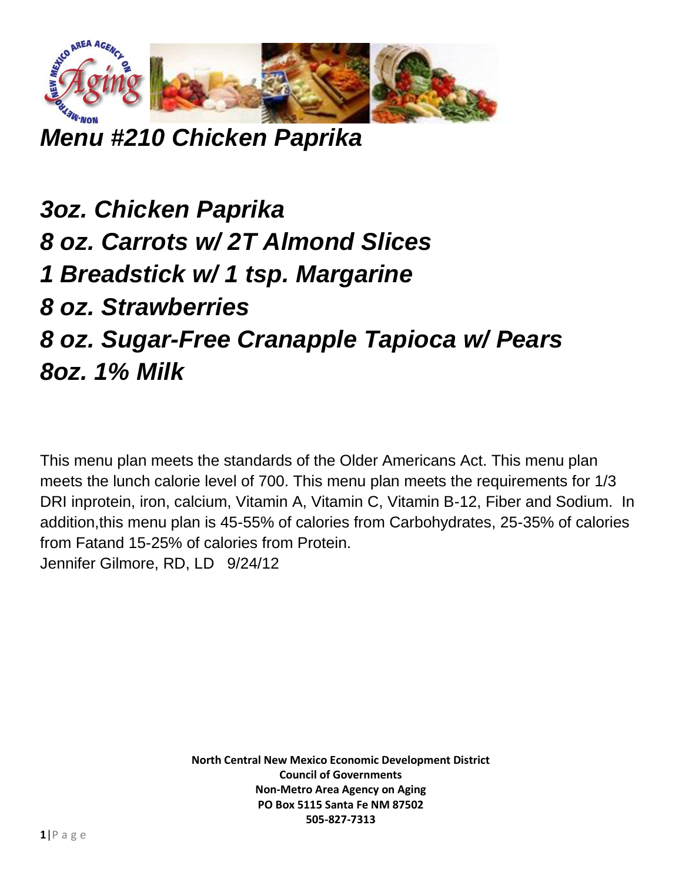# *Menu #210 Chicken Paprika*

***3oz. Chicken Paprika***
***8 oz. Carrots w/ 2T Almond Slices***
***1 Breadstick w/ 1 tsp. Margarine***
***8 oz. Strawberries***
***8 oz. Sugar-Free Cranapple Tapioca w/ Pears***
***8oz. 1% Milk***

This menu plan meets the standards of the Older Americans Act. This menu plan meets the lunch calorie level of 700. This menu plan meets the requirements for 1/3 DRI inprotein, iron, calcium, Vitamin A, Vitamin C, Vitamin B-12, Fiber and Sodium. In addition,this menu plan is 45-55% of calories from Carbohydrates, 25-35% of calories from Fatand 15-25% of calories from Protein.
Jennifer Gilmore, RD, LD 9/24/12

**North Central New Mexico Economic Development District**
**Council of Governments**
**Non-Metro Area Agency on Aging**
**PO Box 5115 Santa Fe NM 87502**
**505-827-7313**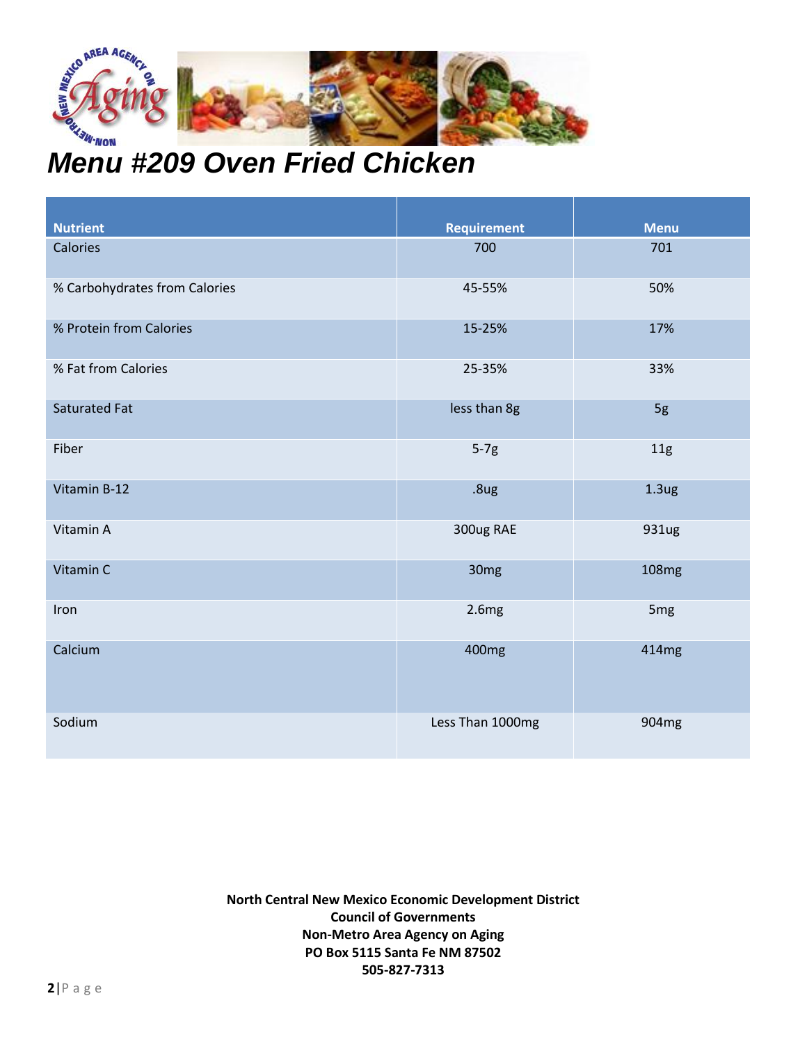# Menu #209 Oven Fried Chicken

| Nutrient | Requirement | Menu |
|---|---|---|
| Calories | 700 | 701 |
| % Carbohydrates from Calories | 45-55% | 50% |
| % Protein from Calories | 15-25% | 17% |
| % Fat from Calories | 25-35% | 33% |
| Saturated Fat | less than 8g | 5g |
| Fiber | 5-7g | 11g |
| Vitamin B-12 | .8ug | 1.3ug |
| Vitamin A | 300ug RAE | 931ug |
| Vitamin C | 30mg | 108mg |
| Iron | 2.6mg | 5mg |
| Calcium | 400mg | 414mg |
| Sodium | Less Than 1000mg | 904mg |

**North Central New Mexico Economic Development District**
**Council of Governments**
**Non-Metro Area Agency on Aging**
**PO Box 5115 Santa Fe NM 87502**
**505-827-7313**